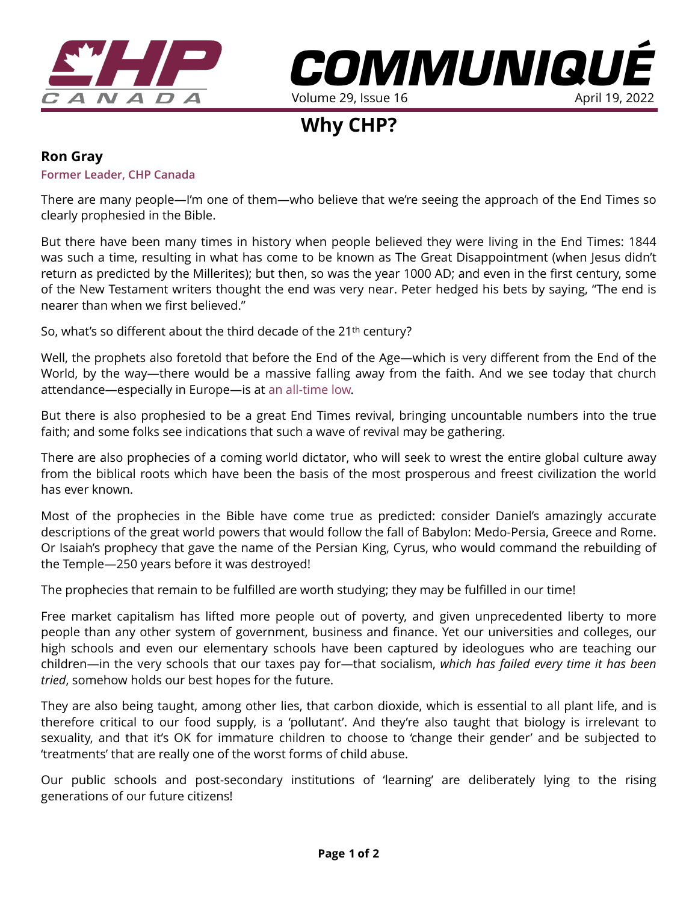# COMMUNIQUÉ

Volume 29, Issue 16 — April 19, 2022

## Why CHP?

**Ron Gray**
Former Leader, CHP Canada

There are many people—I'm one of them—who believe that we're seeing the approach of the End Times so clearly prophesied in the Bible.

But there have been many times in history when people believed they were living in the End Times: 1844 was such a time, resulting in what has come to be known as The Great Disappointment (when Jesus didn't return as predicted by the Millerites); but then, so was the year 1000 AD; and even in the first century, some of the New Testament writers thought the end was very near. Peter hedged his bets by saying, "The end is nearer than when we first believed."

So, what's so different about the third decade of the 21st century?

Well, the prophets also foretold that before the End of the Age—which is very different from the End of the World, by the way—there would be a massive falling away from the faith. And we see today that church attendance—especially in Europe—is at an all-time low.

But there is also prophesied to be a great End Times revival, bringing uncountable numbers into the true faith; and some folks see indications that such a wave of revival may be gathering.

There are also prophecies of a coming world dictator, who will seek to wrest the entire global culture away from the biblical roots which have been the basis of the most prosperous and freest civilization the world has ever known.

Most of the prophecies in the Bible have come true as predicted: consider Daniel's amazingly accurate descriptions of the great world powers that would follow the fall of Babylon: Medo-Persia, Greece and Rome. Or Isaiah's prophecy that gave the name of the Persian King, Cyrus, who would command the rebuilding of the Temple—250 years before it was destroyed!

The prophecies that remain to be fulfilled are worth studying; they may be fulfilled in our time!

Free market capitalism has lifted more people out of poverty, and given unprecedented liberty to more people than any other system of government, business and finance. Yet our universities and colleges, our high schools and even our elementary schools have been captured by ideologues who are teaching our children—in the very schools that our taxes pay for—that socialism, *which has failed every time it has been tried*, somehow holds our best hopes for the future.

They are also being taught, among other lies, that carbon dioxide, which is essential to all plant life, and is therefore critical to our food supply, is a 'pollutant'. And they're also taught that biology is irrelevant to sexuality, and that it's OK for immature children to choose to 'change their gender' and be subjected to 'treatments' that are really one of the worst forms of child abuse.

Our public schools and post-secondary institutions of 'learning' are deliberately lying to the rising generations of our future citizens!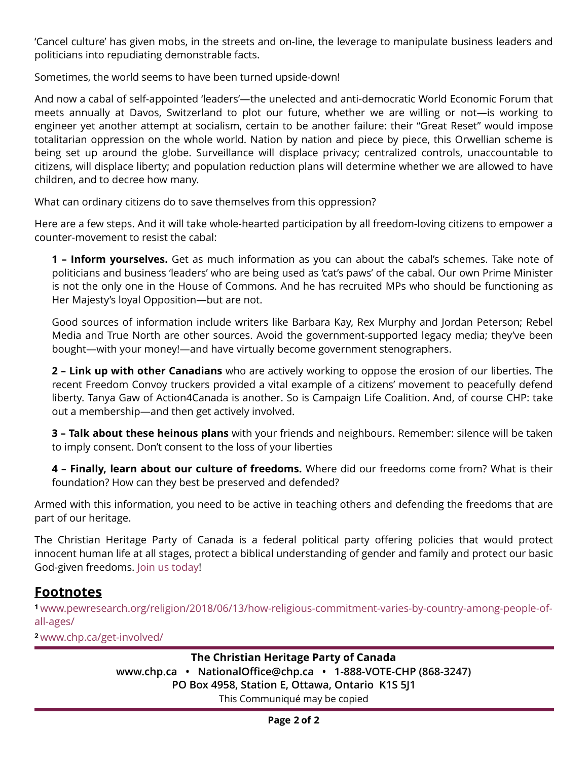'Cancel culture' has given mobs, in the streets and on-line, the leverage to manipulate business leaders and politicians into repudiating demonstrable facts.

Sometimes, the world seems to have been turned upside-down!

And now a cabal of self-appointed 'leaders'—the unelected and anti-democratic World Economic Forum that meets annually at Davos, Switzerland to plot our future, whether we are willing or not—is working to engineer yet another attempt at socialism, certain to be another failure: their "Great Reset" would impose totalitarian oppression on the whole world. Nation by nation and piece by piece, this Orwellian scheme is being set up around the globe. Surveillance will displace privacy; centralized controls, unaccountable to citizens, will displace liberty; and population reduction plans will determine whether we are allowed to have children, and to decree how many.

What can ordinary citizens do to save themselves from this oppression?

Here are a few steps. And it will take whole-hearted participation by all freedom-loving citizens to empower a counter-movement to resist the cabal:

**1 – Inform yourselves.** Get as much information as you can about the cabal's schemes. Take note of politicians and business 'leaders' who are being used as 'cat's paws' of the cabal. Our own Prime Minister is not the only one in the House of Commons. And he has recruited MPs who should be functioning as Her Majesty's loyal Opposition—but are not.

Good sources of information include writers like Barbara Kay, Rex Murphy and Jordan Peterson; Rebel Media and True North are other sources. Avoid the government-supported legacy media; they've been bought—with your money!—and have virtually become government stenographers.

**2 – Link up with other Canadians** who are actively working to oppose the erosion of our liberties. The recent Freedom Convoy truckers provided a vital example of a citizens' movement to peacefully defend liberty. Tanya Gaw of Action4Canada is another. So is Campaign Life Coalition. And, of course CHP: take out a membership—and then get actively involved.

**3 – Talk about these heinous plans** with your friends and neighbours. Remember: silence will be taken to imply consent. Don't consent to the loss of your liberties

**4 – Finally, learn about our culture of freedoms.** Where did our freedoms come from? What is their foundation? How can they best be preserved and defended?

Armed with this information, you need to be active in teaching others and defending the freedoms that are part of our heritage.

The Christian Heritage Party of Canada is a federal political party offering policies that would protect innocent human life at all stages, protect a biblical understanding of gender and family and protect our basic God-given freedoms. Join us today!

## Footnotes

[1] www.pewresearch.org/religion/2018/06/13/how-religious-commitment-varies-by-country-among-people-of-all-ages/

[2] www.chp.ca/get-involved/

**The Christian Heritage Party of Canada**
**www.chp.ca • NationalOffice@chp.ca • 1-888-VOTE-CHP (868-3247)**
**PO Box 4958, Station E, Ottawa, Ontario K1S 5J1**
This Communiqué may be copied